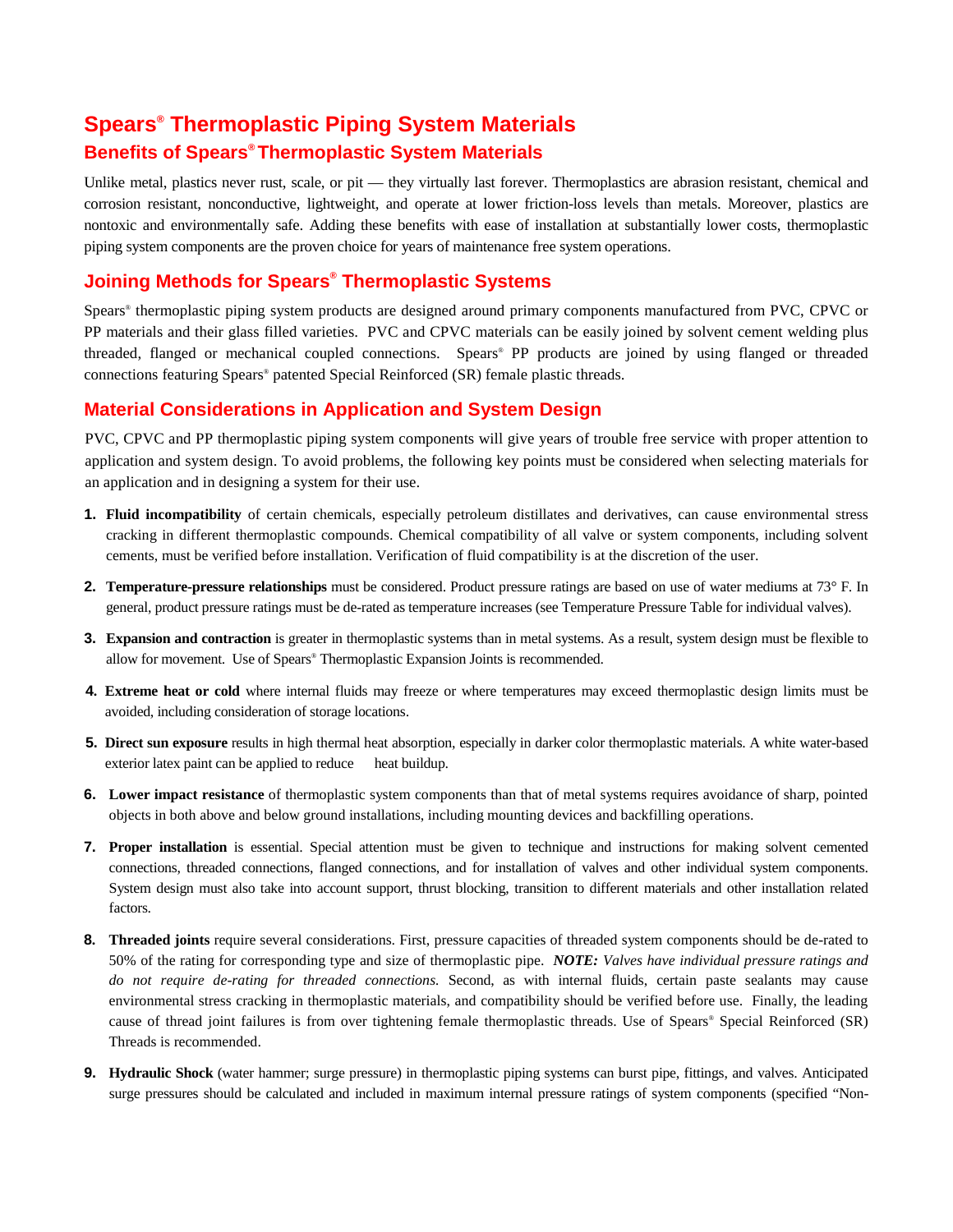# Spears® Thermoplastic Piping System Materials

## Benefits of Spears® Thermoplastic System Materials

Unlike metal, plastics never rust, scale, or pit — they virtually last forever. Thermoplastics are abrasion resistant, chemical and corrosion resistant, nonconductive, lightweight, and operate at lower friction-loss levels than metals. Moreover, plastics are nontoxic and environmentally safe. Adding these benefits with ease of installation at substantially lower costs, thermoplastic piping system components are the proven choice for years of maintenance free system operations.

## Joining Methods for Spears® Thermoplastic Systems

Spears® thermoplastic piping system products are designed around primary components manufactured from PVC, CPVC or PP materials and their glass filled varieties. PVC and CPVC materials can be easily joined by solvent cement welding plus threaded, flanged or mechanical coupled connections. Spears® PP products are joined by using flanged or threaded connections featuring Spears® patented Special Reinforced (SR) female plastic threads.

## Material Considerations in Application and System Design

PVC, CPVC and PP thermoplastic piping system components will give years of trouble free service with proper attention to application and system design. To avoid problems, the following key points must be considered when selecting materials for an application and in designing a system for their use.

1. **Fluid incompatibility** of certain chemicals, especially petroleum distillates and derivatives, can cause environmental stress cracking in different thermoplastic compounds. Chemical compatibility of all valve or system components, including solvent cements, must be verified before installation. Verification of fluid compatibility is at the discretion of the user.

2. **Temperature-pressure relationships** must be considered. Product pressure ratings are based on use of water mediums at 73° F. In general, product pressure ratings must be de-rated as temperature increases (see Temperature Pressure Table for individual valves).

3. **Expansion and contraction** is greater in thermoplastic systems than in metal systems. As a result, system design must be flexible to allow for movement. Use of Spears® Thermoplastic Expansion Joints is recommended.

4. **Extreme heat or cold** where internal fluids may freeze or where temperatures may exceed thermoplastic design limits must be avoided, including consideration of storage locations.

5. **Direct sun exposure** results in high thermal heat absorption, especially in darker color thermoplastic materials. A white water-based exterior latex paint can be applied to reduce heat buildup.

6. **Lower impact resistance** of thermoplastic system components than that of metal systems requires avoidance of sharp, pointed objects in both above and below ground installations, including mounting devices and backfilling operations.

7. **Proper installation** is essential. Special attention must be given to technique and instructions for making solvent cemented connections, threaded connections, flanged connections, and for installation of valves and other individual system components. System design must also take into account support, thrust blocking, transition to different materials and other installation related factors.

8. **Threaded joints** require several considerations. First, pressure capacities of threaded system components should be de-rated to 50% of the rating for corresponding type and size of thermoplastic pipe. ***NOTE:** Valves have individual pressure ratings and do not require de-rating for threaded connections.* Second, as with internal fluids, certain paste sealants may cause environmental stress cracking in thermoplastic materials, and compatibility should be verified before use. Finally, the leading cause of thread joint failures is from over tightening female thermoplastic threads. Use of Spears® Special Reinforced (SR) Threads is recommended.

9. **Hydraulic Shock** (water hammer; surge pressure) in thermoplastic piping systems can burst pipe, fittings, and valves. Anticipated surge pressures should be calculated and included in maximum internal pressure ratings of system components (specified "Non-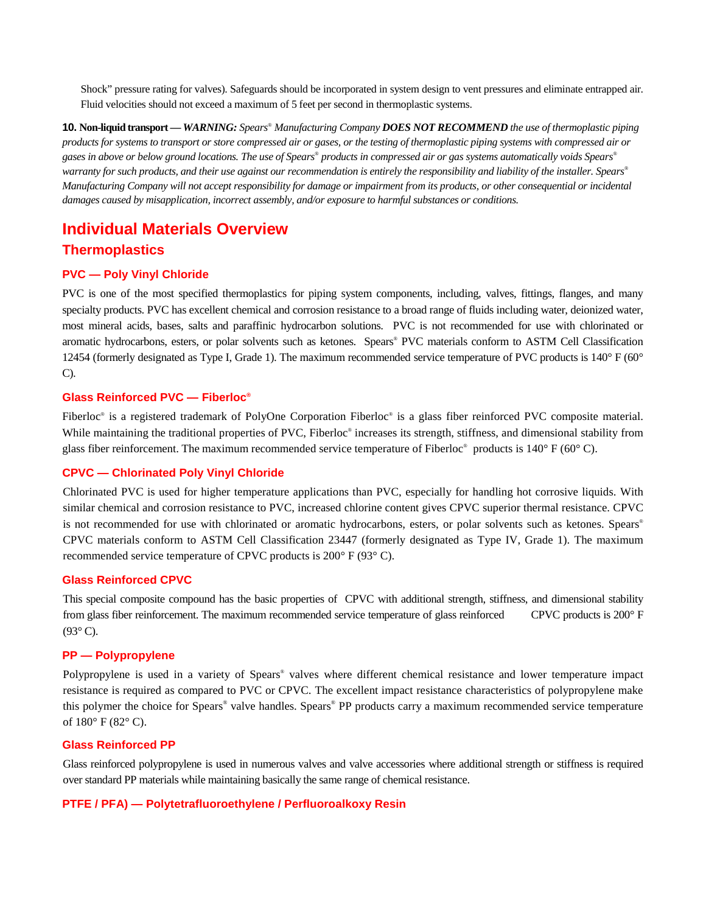Shock" pressure rating for valves). Safeguards should be incorporated in system design to vent pressures and eliminate entrapped air. Fluid velocities should not exceed a maximum of 5 feet per second in thermoplastic systems.

**10. Non-liquid transport —** ***WARNING:*** *Spears® Manufacturing Company* ***DOES NOT RECOMMEND*** *the use of thermoplastic piping products for systems to transport or store compressed air or gases, or the testing of thermoplastic piping systems with compressed air or gases in above or below ground locations. The use of Spears® products in compressed air or gas systems automatically voids Spears® warranty for such products, and their use against our recommendation is entirely the responsibility and liability of the installer. Spears® Manufacturing Company will not accept responsibility for damage or impairment from its products, or other consequential or incidental damages caused by misapplication, incorrect assembly, and/or exposure to harmful substances or conditions.*

# Individual Materials Overview

## Thermoplastics

### PVC — Poly Vinyl Chloride

PVC is one of the most specified thermoplastics for piping system components, including, valves, fittings, flanges, and many specialty products. PVC has excellent chemical and corrosion resistance to a broad range of fluids including water, deionized water, most mineral acids, bases, salts and paraffinic hydrocarbon solutions. PVC is not recommended for use with chlorinated or aromatic hydrocarbons, esters, or polar solvents such as ketones. Spears® PVC materials conform to ASTM Cell Classification 12454 (formerly designated as Type I, Grade 1). The maximum recommended service temperature of PVC products is 140° F (60° C).

### Glass Reinforced PVC — Fiberloc®

Fiberloc® is a registered trademark of PolyOne Corporation Fiberloc® is a glass fiber reinforced PVC composite material. While maintaining the traditional properties of PVC, Fiberloc® increases its strength, stiffness, and dimensional stability from glass fiber reinforcement. The maximum recommended service temperature of Fiberloc® products is 140° F (60° C).

### CPVC — Chlorinated Poly Vinyl Chloride

Chlorinated PVC is used for higher temperature applications than PVC, especially for handling hot corrosive liquids. With similar chemical and corrosion resistance to PVC, increased chlorine content gives CPVC superior thermal resistance. CPVC is not recommended for use with chlorinated or aromatic hydrocarbons, esters, or polar solvents such as ketones. Spears® CPVC materials conform to ASTM Cell Classification 23447 (formerly designated as Type IV, Grade 1). The maximum recommended service temperature of CPVC products is 200° F (93° C).

### Glass Reinforced CPVC

This special composite compound has the basic properties of CPVC with additional strength, stiffness, and dimensional stability from glass fiber reinforcement. The maximum recommended service temperature of glass reinforced CPVC products is 200° F (93° C).

### PP — Polypropylene

Polypropylene is used in a variety of Spears® valves where different chemical resistance and lower temperature impact resistance is required as compared to PVC or CPVC. The excellent impact resistance characteristics of polypropylene make this polymer the choice for Spears® valve handles. Spears® PP products carry a maximum recommended service temperature of 180° F (82° C).

### Glass Reinforced PP

Glass reinforced polypropylene is used in numerous valves and valve accessories where additional strength or stiffness is required over standard PP materials while maintaining basically the same range of chemical resistance.

### PTFE / PFA) — Polytetrafluoroethylene / Perfluoroalkoxy Resin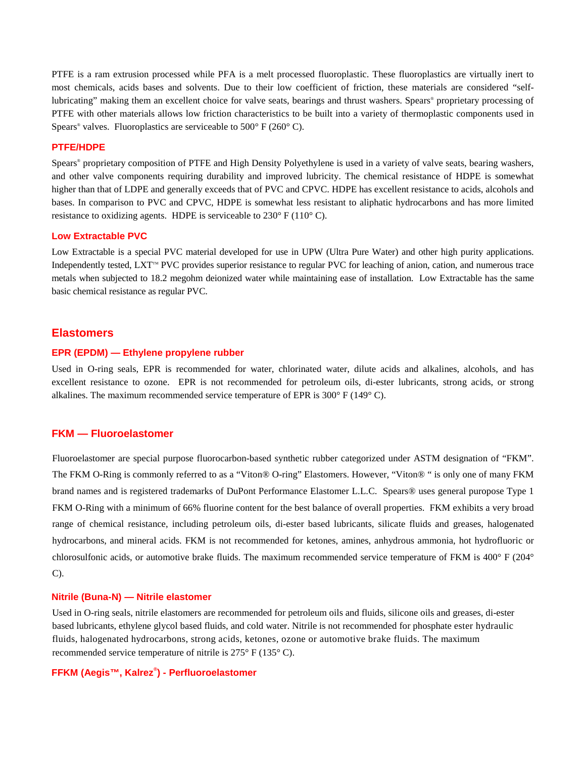PTFE is a ram extrusion processed while PFA is a melt processed fluoroplastic. These fluoroplastics are virtually inert to most chemicals, acids bases and solvents. Due to their low coefficient of friction, these materials are considered "self-lubricating" making them an excellent choice for valve seats, bearings and thrust washers. Spears® proprietary processing of PTFE with other materials allows low friction characteristics to be built into a variety of thermoplastic components used in Spears® valves. Fluoroplastics are serviceable to 500° F (260° C).

### PTFE/HDPE

Spears® proprietary composition of PTFE and High Density Polyethylene is used in a variety of valve seats, bearing washers, and other valve components requiring durability and improved lubricity. The chemical resistance of HDPE is somewhat higher than that of LDPE and generally exceeds that of PVC and CPVC. HDPE has excellent resistance to acids, alcohols and bases. In comparison to PVC and CPVC, HDPE is somewhat less resistant to aliphatic hydrocarbons and has more limited resistance to oxidizing agents. HDPE is serviceable to 230° F (110° C).

### Low Extractable PVC

Low Extractable is a special PVC material developed for use in UPW (Ultra Pure Water) and other high purity applications. Independently tested, LXT™ PVC provides superior resistance to regular PVC for leaching of anion, cation, and numerous trace metals when subjected to 18.2 megohm deionized water while maintaining ease of installation. Low Extractable has the same basic chemical resistance as regular PVC.

## Elastomers

### EPR (EPDM) — Ethylene propylene rubber

Used in O-ring seals, EPR is recommended for water, chlorinated water, dilute acids and alkalines, alcohols, and has excellent resistance to ozone. EPR is not recommended for petroleum oils, di-ester lubricants, strong acids, or strong alkalines. The maximum recommended service temperature of EPR is 300° F (149° C).

### FKM — Fluoroelastomer

Fluoroelastomer are special purpose fluorocarbon-based synthetic rubber categorized under ASTM designation of "FKM". The FKM O-Ring is commonly referred to as a "Viton® O-ring" Elastomers. However, "Viton® " is only one of many FKM brand names and is registered trademarks of DuPont Performance Elastomer L.L.C. Spears® uses general puropose Type 1 FKM O-Ring with a minimum of 66% fluorine content for the best balance of overall properties. FKM exhibits a very broad range of chemical resistance, including petroleum oils, di-ester based lubricants, silicate fluids and greases, halogenated hydrocarbons, and mineral acids. FKM is not recommended for ketones, amines, anhydrous ammonia, hot hydrofluoric or chlorosulfonic acids, or automotive brake fluids. The maximum recommended service temperature of FKM is 400° F (204° C).

### Nitrile (Buna-N) — Nitrile elastomer

Used in O-ring seals, nitrile elastomers are recommended for petroleum oils and fluids, silicone oils and greases, di-ester based lubricants, ethylene glycol based fluids, and cold water. Nitrile is not recommended for phosphate ester hydraulic fluids, halogenated hydrocarbons, strong acids, ketones, ozone or automotive brake fluids. The maximum recommended service temperature of nitrile is 275° F (135° C).

### FFKM (Aegis™, Kalrez®) - Perfluoroelastomer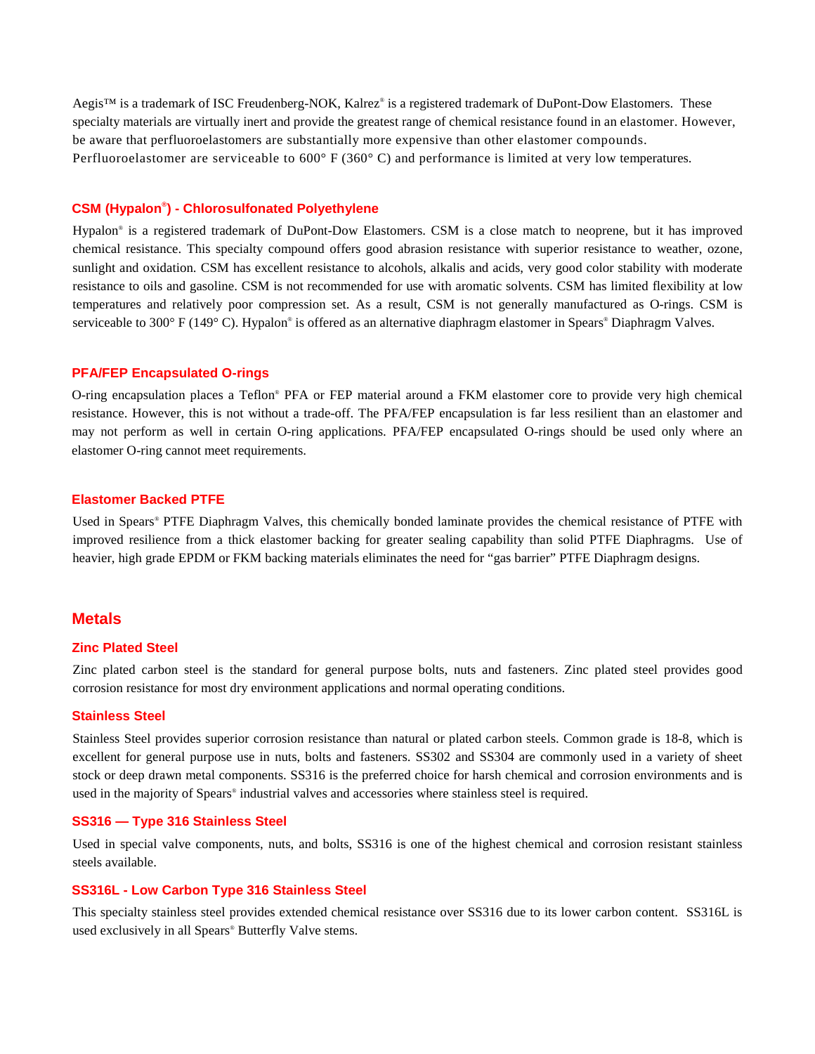Aegis™ is a trademark of ISC Freudenberg-NOK, Kalrez® is a registered trademark of DuPont-Dow Elastomers. These specialty materials are virtually inert and provide the greatest range of chemical resistance found in an elastomer. However, be aware that perfluoroelastomers are substantially more expensive than other elastomer compounds. Perfluoroelastomer are serviceable to 600° F (360° C) and performance is limited at very low temperatures.

### CSM (Hypalon®) - Chlorosulfonated Polyethylene

Hypalon® is a registered trademark of DuPont-Dow Elastomers. CSM is a close match to neoprene, but it has improved chemical resistance. This specialty compound offers good abrasion resistance with superior resistance to weather, ozone, sunlight and oxidation. CSM has excellent resistance to alcohols, alkalis and acids, very good color stability with moderate resistance to oils and gasoline. CSM is not recommended for use with aromatic solvents. CSM has limited flexibility at low temperatures and relatively poor compression set. As a result, CSM is not generally manufactured as O-rings. CSM is serviceable to 300° F (149° C). Hypalon® is offered as an alternative diaphragm elastomer in Spears® Diaphragm Valves.

### PFA/FEP Encapsulated O-rings

O-ring encapsulation places a Teflon® PFA or FEP material around a FKM elastomer core to provide very high chemical resistance. However, this is not without a trade-off. The PFA/FEP encapsulation is far less resilient than an elastomer and may not perform as well in certain O-ring applications. PFA/FEP encapsulated O-rings should be used only where an elastomer O-ring cannot meet requirements.

### Elastomer Backed PTFE

Used in Spears® PTFE Diaphragm Valves, this chemically bonded laminate provides the chemical resistance of PTFE with improved resilience from a thick elastomer backing for greater sealing capability than solid PTFE Diaphragms. Use of heavier, high grade EPDM or FKM backing materials eliminates the need for "gas barrier" PTFE Diaphragm designs.

## Metals

### Zinc Plated Steel

Zinc plated carbon steel is the standard for general purpose bolts, nuts and fasteners. Zinc plated steel provides good corrosion resistance for most dry environment applications and normal operating conditions.

### Stainless Steel

Stainless Steel provides superior corrosion resistance than natural or plated carbon steels. Common grade is 18-8, which is excellent for general purpose use in nuts, bolts and fasteners. SS302 and SS304 are commonly used in a variety of sheet stock or deep drawn metal components. SS316 is the preferred choice for harsh chemical and corrosion environments and is used in the majority of Spears® industrial valves and accessories where stainless steel is required.

### SS316 — Type 316 Stainless Steel

Used in special valve components, nuts, and bolts, SS316 is one of the highest chemical and corrosion resistant stainless steels available.

### SS316L - Low Carbon Type 316 Stainless Steel

This specialty stainless steel provides extended chemical resistance over SS316 due to its lower carbon content. SS316L is used exclusively in all Spears® Butterfly Valve stems.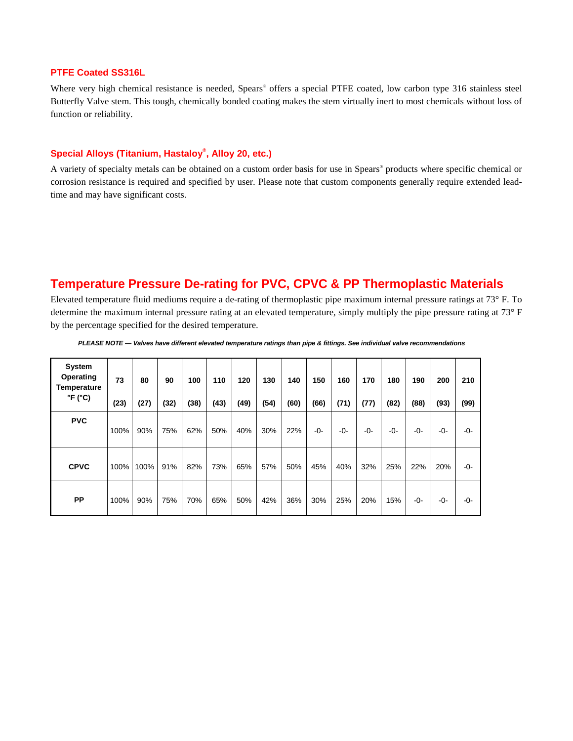### PTFE Coated SS316L

Where very high chemical resistance is needed, Spears® offers a special PTFE coated, low carbon type 316 stainless steel Butterfly Valve stem. This tough, chemically bonded coating makes the stem virtually inert to most chemicals without loss of function or reliability.

### Special Alloys (Titanium, Hastaloy®, Alloy 20, etc.)

A variety of specialty metals can be obtained on a custom order basis for use in Spears® products where specific chemical or corrosion resistance is required and specified by user. Please note that custom components generally require extended lead-time and may have significant costs.

## Temperature Pressure De-rating for PVC, CPVC & PP Thermoplastic Materials

Elevated temperature fluid mediums require a de-rating of thermoplastic pipe maximum internal pressure ratings at 73° F. To determine the maximum internal pressure rating at an elevated temperature, simply multiply the pipe pressure rating at 73° F by the percentage specified for the desired temperature.

***PLEASE NOTE — Valves have different elevated temperature ratings than pipe & fittings. See individual valve recommendations***

| System Operating Temperature °F (°C) | 73 (23) | 80 (27) | 90 (32) | 100 (38) | 110 (43) | 120 (49) | 130 (54) | 140 (60) | 150 (66) | 160 (71) | 170 (77) | 180 (82) | 190 (88) | 200 (93) | 210 (99) |
|---|---|---|---|---|---|---|---|---|---|---|---|---|---|---|---|
| **PVC** | 100% | 90% | 75% | 62% | 50% | 40% | 30% | 22% | -0- | -0- | -0- | -0- | -0- | -0- | -0- |
| **CPVC** | 100% | 100% | 91% | 82% | 73% | 65% | 57% | 50% | 45% | 40% | 32% | 25% | 22% | 20% | -0- |
| **PP** | 100% | 90% | 75% | 70% | 65% | 50% | 42% | 36% | 30% | 25% | 20% | 15% | -0- | -0- | -0- |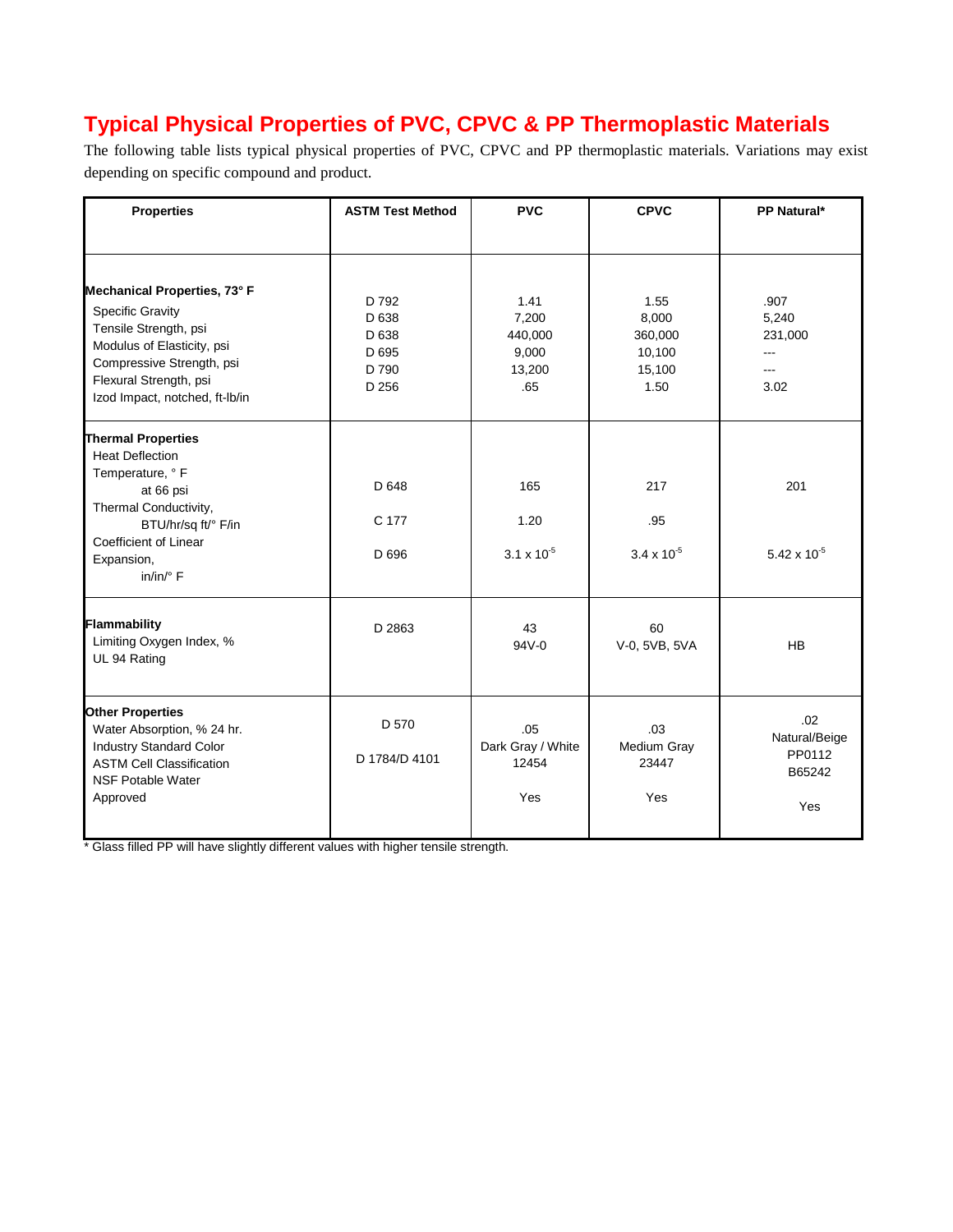## Typical Physical Properties of PVC, CPVC & PP Thermoplastic Materials

The following table lists typical physical properties of PVC, CPVC and PP thermoplastic materials. Variations may exist depending on specific compound and product.

| Properties | ASTM Test Method | PVC | CPVC | PP Natural* |
|---|---|---|---|---|
| **Mechanical Properties, 73° F** | | | | |
| Specific Gravity | D 792 | 1.41 | 1.55 | .907 |
| Tensile Strength, psi | D 638 | 7,200 | 8,000 | 5,240 |
| Modulus of Elasticity, psi | D 638 | 440,000 | 360,000 | 231,000 |
| Compressive Strength, psi | D 695 | 9,000 | 10,100 | --- |
| Flexural Strength, psi | D 790 | 13,200 | 15,100 | --- |
| Izod Impact, notched, ft-lb/in | D 256 | .65 | 1.50 | 3.02 |
| **Thermal Properties** | | | | |
| Heat Deflection Temperature, ° F at 66 psi | D 648 | 165 | 217 | 201 |
| Thermal Conductivity, BTU/hr/sq ft/° F/in | C 177 | 1.20 | .95 | |
| Coefficient of Linear Expansion, in/in/° F | D 696 | $3.1 \times 10^{-5}$ | $3.4 \times 10^{-5}$ | $5.42 \times 10^{-5}$ |
| **Flammability** | | | | |
| Limiting Oxygen Index, % | D 2863 | 43 | 60 | |
| UL 94 Rating | | 94V-0 | V-0, 5VB, 5VA | HB |
| **Other Properties** | | | | |
| Water Absorption, % 24 hr. | D 570 | .05 | .03 | .02 |
| Industry Standard Color | | Dark Gray / White | Medium Gray | Natural/Beige |
| ASTM Cell Classification | D 1784/D 4101 | 12454 | 23447 | PP0112 B65242 |
| NSF Potable Water Approved | | Yes | Yes | Yes |

\* Glass filled PP will have slightly different values with higher tensile strength.